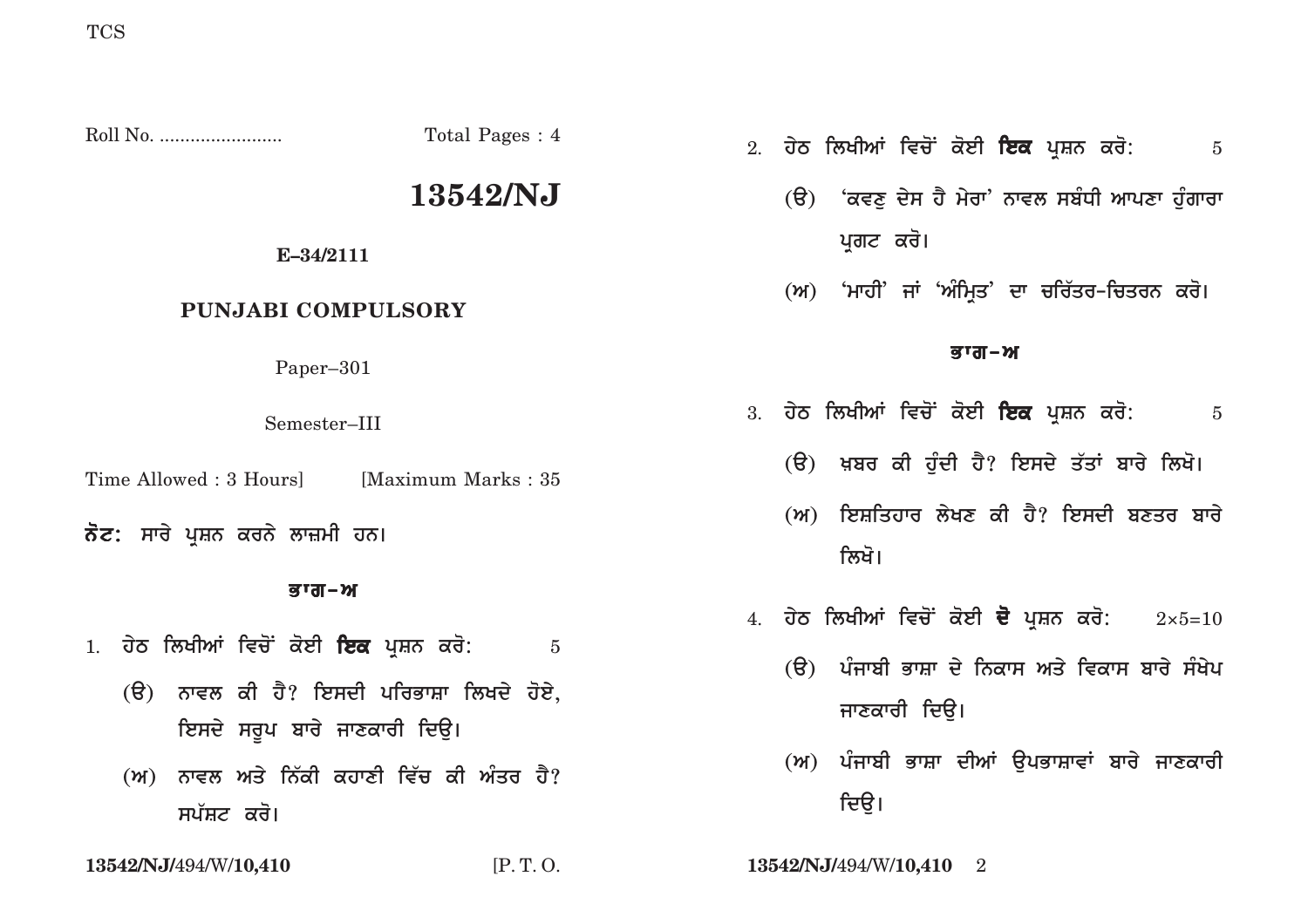Roll No. ........................ Total Pages : 4

# 13542/NJ

**E–34/2111**

## PUNJABI COMPULSORY

Paper–301

Semester–III

Time Allowed : 3 Hours] [Maximum Marks : 35

**ਨੋਟ:** ਸਾਰੇ ਪ੍ਰਸ਼ਨ ਕਰਨੇ ਲਾਜ਼ਮੀ ਹਨ।

### ਭਾਗ–ਅ

1. ਹੇਠ ਲਿਖੀਆਂ ਵਿਚੋਂ ਕੋਈ **ਇਕ** ਪ੍ਰਸ਼ਨ ਕਰੋ: 5

   (ੳ) ਨਾਵਲ ਕੀ ਹੈ? ਇਸਦੀ ਪਰਿਭਾਸ਼ਾ ਲਿਖਦੇ ਹੋਏ, ਇਸਦੇ ਸਰੂਪ ਬਾਰੇ ਜਾਣਕਾਰੀ ਦਿਉ।

   (ਅ) ਨਾਵਲ ਅਤੇ ਨਿੱਕੀ ਕਹਾਣੀ ਵਿੱਚ ਕੀ ਅੰਤਰ ਹੈ? ਸਪੱਸ਼ਟ ਕਰੋ।

13542/NJ/494/W/10,410 [P. T. O.

2. ਹੇਠ ਲਿਖੀਆਂ ਵਿਚੋਂ ਕੋਈ **ਇਕ** ਪ੍ਰਸ਼ਨ ਕਰੋ: 5

   (ੳ) 'ਕਵਣੁ ਦੇਸ ਹੈ ਮੇਰਾ' ਨਾਵਲ ਸਬੰਧੀ ਆਪਣਾ ਹੁੰਗਾਰਾ ਪ੍ਰਗਟ ਕਰੋ।

   (ਅ) 'ਮਾਹੀ' ਜਾਂ 'ਅੰਮ੍ਰਿਤ' ਦਾ ਚਰਿੱਤਰ-ਚਿਤਰਨ ਕਰੋ।

### ਭਾਗ–ਅ

3. ਹੇਠ ਲਿਖੀਆਂ ਵਿਚੋਂ ਕੋਈ **ਇਕ** ਪ੍ਰਸ਼ਨ ਕਰੋ: 5

   (ੳ) ਖ਼ਬਰ ਕੀ ਹੁੰਦੀ ਹੈ? ਇਸਦੇ ਤੱਤਾਂ ਬਾਰੇ ਲਿਖੋ।

   (ਅ) ਇਸ਼ਤਿਹਾਰ ਲੇਖਣ ਕੀ ਹੈ? ਇਸਦੀ ਬਣਤਰ ਬਾਰੇ ਲਿਖੋ।

4. ਹੇਠ ਲਿਖੀਆਂ ਵਿਚੋਂ ਕੋਈ **ਦੋ** ਪ੍ਰਸ਼ਨ ਕਰੋ: $2 \times 5 = 10$

   (ੳ) ਪੰਜਾਬੀ ਭਾਸ਼ਾ ਦੇ ਨਿਕਾਸ ਅਤੇ ਵਿਕਾਸ ਬਾਰੇ ਸੰਖੇਪ ਜਾਣਕਾਰੀ ਦਿਉ।

   (ਅ) ਪੰਜਾਬੀ ਭਾਸ਼ਾ ਦੀਆਂ ਉਪਭਾਸ਼ਾਵਾਂ ਬਾਰੇ ਜਾਣਕਾਰੀ ਦਿਉ।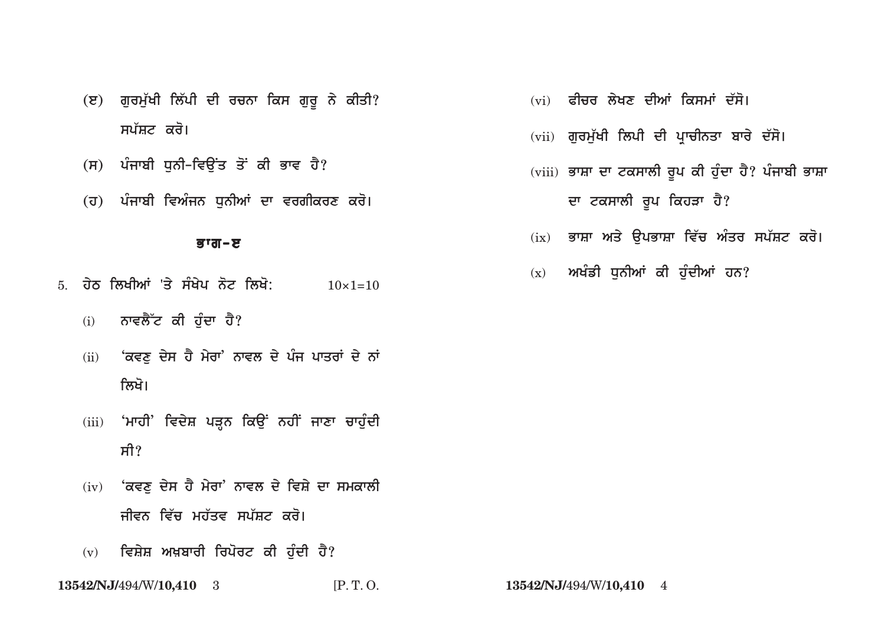(ੲ) ਗੁਰਮੁੱਖੀ ਲਿੱਪੀ ਦੀ ਰਚਨਾ ਕਿਸ ਗੁਰੂ ਨੇ ਕੀਤੀ? ਸਪੱਸ਼ਟ ਕਰੋ।

(ਸ) ਪੰਜਾਬੀ ਧੁਨੀ-ਵਿਉਂਤ ਤੋਂ ਕੀ ਭਾਵ ਹੈ?

(ਹ) ਪੰਜਾਬੀ ਵਿਅੰਜਨ ਧੁਨੀਆਂ ਦਾ ਵਰਗੀਕਰਣ ਕਰੋ।

## ਭਾਗ-ੲ

5. ਹੇਠ ਲਿਖੀਆਂ 'ਤੇ ਸੰਖੇਪ ਨੋਟ ਲਿਖੋ: 10×1=10

(i) ਨਾਵਲੈੱਟ ਕੀ ਹੁੰਦਾ ਹੈ?

(ii) 'ਕਵਣੁ ਦੇਸ ਹੈ ਮੇਰਾ' ਨਾਵਲ ਦੇ ਪੰਜ ਪਾਤਰਾਂ ਦੇ ਨਾਂ ਲਿਖੋ।

(iii) 'ਮਾਹੀ' ਵਿਦੇਸ਼ ਪੜ੍ਹਨ ਕਿਉਂ ਨਹੀਂ ਜਾਣਾ ਚਾਹੁੰਦੀ ਸੀ?

(iv) 'ਕਵਣੁ ਦੇਸ ਹੈ ਮੇਰਾ' ਨਾਵਲ ਦੇ ਵਿਸ਼ੇ ਦਾ ਸਮਕਾਲੀ ਜੀਵਨ ਵਿੱਚ ਮਹੱਤਵ ਸਪੱਸ਼ਟ ਕਰੋ।

(v) ਵਿਸ਼ੇਸ਼ ਅਖ਼ਬਾਰੀ ਰਿਪੋਰਟ ਕੀ ਹੁੰਦੀ ਹੈ?

(vi) ਫੀਚਰ ਲੇਖਣ ਦੀਆਂ ਕਿਸਮਾਂ ਦੱਸੋ।

(vii) ਗੁਰਮੁੱਖੀ ਲਿਪੀ ਦੀ ਪ੍ਰਾਚੀਨਤਾ ਬਾਰੇ ਦੱਸੋ।

(viii) ਭਾਸ਼ਾ ਦਾ ਟਕਸਾਲੀ ਰੂਪ ਕੀ ਹੁੰਦਾ ਹੈ? ਪੰਜਾਬੀ ਭਾਸ਼ਾ ਦਾ ਟਕਸਾਲੀ ਰੂਪ ਕਿਹੜਾ ਹੈ?

(ix) ਭਾਸ਼ਾ ਅਤੇ ਉਪਭਾਸ਼ਾ ਵਿੱਚ ਅੰਤਰ ਸਪੱਸ਼ਟ ਕਰੋ।

(x) ਅਖੰਡੀ ਧੁਨੀਆਂ ਕੀ ਹੁੰਦੀਆਂ ਹਨ?